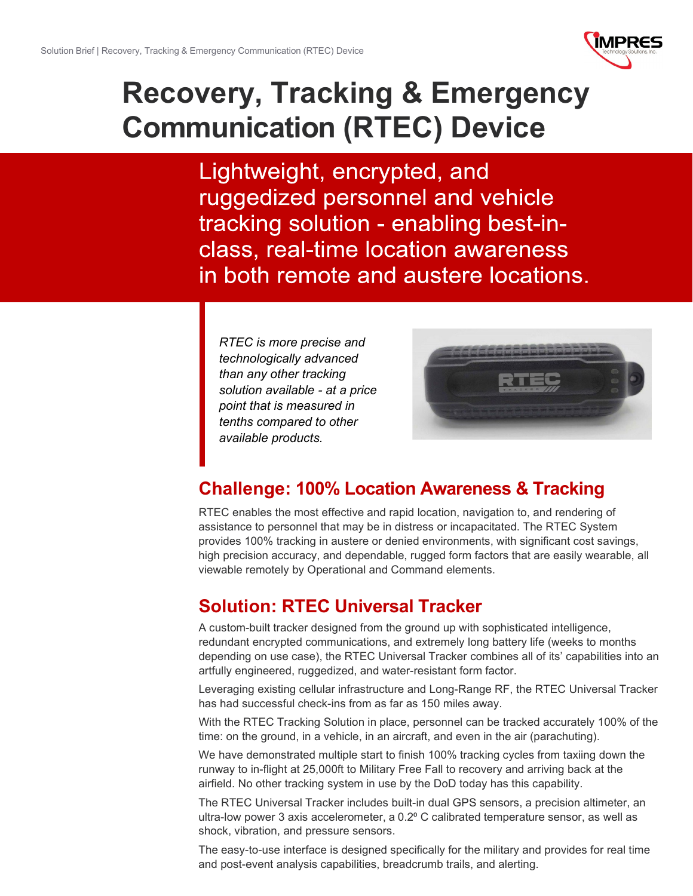# Recovery, Tracking & Emergency Communication (RTEC) Device

Lightweight, encrypted, and ruggedized personnel and vehicle tracking solution - enabling best-in-class, real-time location awareness in both remote and austere locations.

*RTEC is more precise and technologically advanced than any other tracking solution available - at a price point that is measured in tenths compared to other available products.*

## Challenge: 100% Location Awareness & Tracking

RTEC enables the most effective and rapid location, navigation to, and rendering of assistance to personnel that may be in distress or incapacitated. The RTEC System provides 100% tracking in austere or denied environments, with significant cost savings, high precision accuracy, and dependable, rugged form factors that are easily wearable, all viewable remotely by Operational and Command elements.

## Solution: RTEC Universal Tracker

A custom-built tracker designed from the ground up with sophisticated intelligence, redundant encrypted communications, and extremely long battery life (weeks to months depending on use case), the RTEC Universal Tracker combines all of its' capabilities into an artfully engineered, ruggedized, and water-resistant form factor.

Leveraging existing cellular infrastructure and Long-Range RF, the RTEC Universal Tracker has had successful check-ins from as far as 150 miles away.

With the RTEC Tracking Solution in place, personnel can be tracked accurately 100% of the time: on the ground, in a vehicle, in an aircraft, and even in the air (parachuting).

We have demonstrated multiple start to finish 100% tracking cycles from taxiing down the runway to in-flight at 25,000ft to Military Free Fall to recovery and arriving back at the airfield. No other tracking system in use by the DoD today has this capability.

The RTEC Universal Tracker includes built-in dual GPS sensors, a precision altimeter, an ultra-low power 3 axis accelerometer, a 0.2º C calibrated temperature sensor, as well as shock, vibration, and pressure sensors.

The easy-to-use interface is designed specifically for the military and provides for real time and post-event analysis capabilities, breadcrumb trails, and alerting.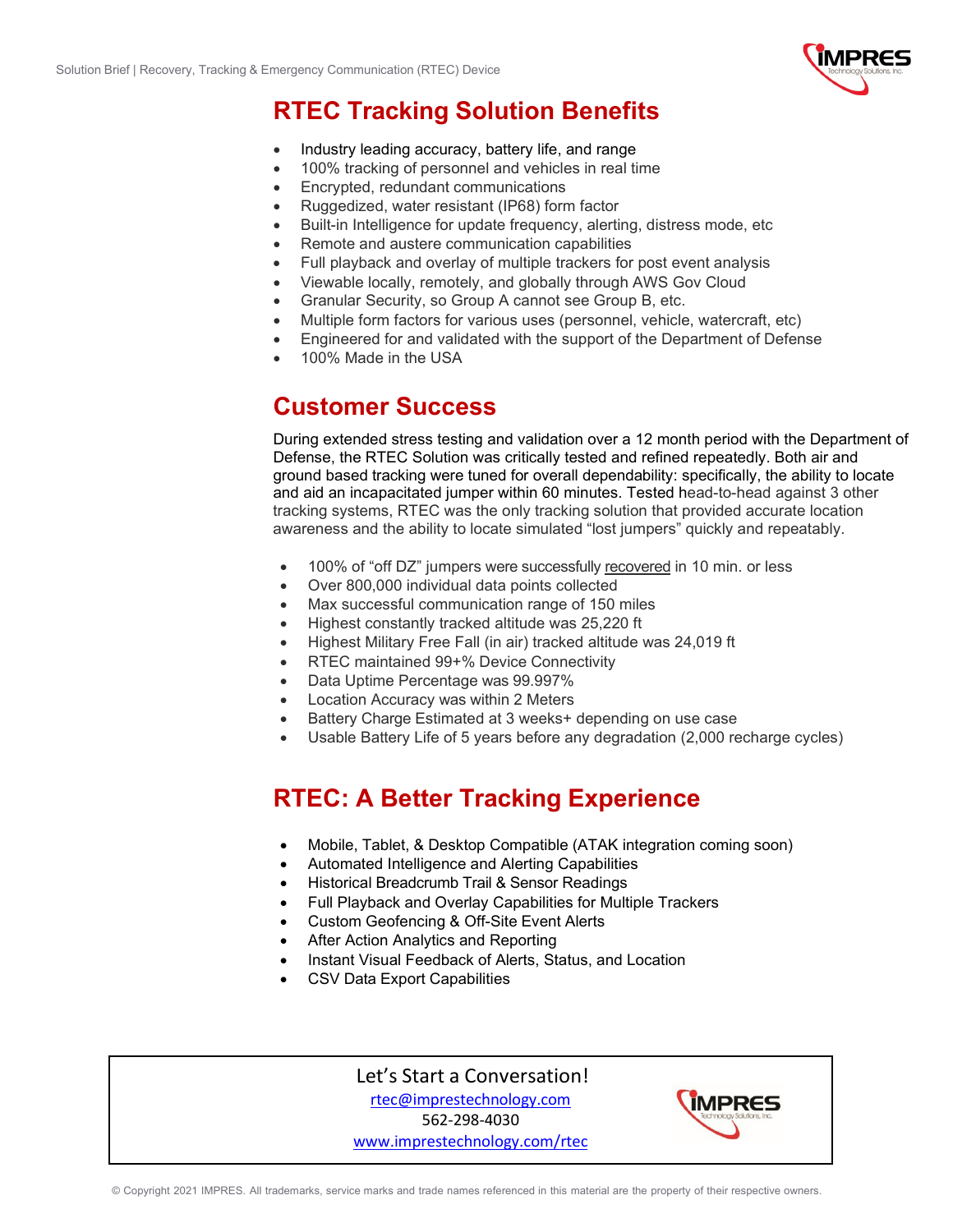## RTEC Tracking Solution Benefits

- Industry leading accuracy, battery life, and range
- 100% tracking of personnel and vehicles in real time
- Encrypted, redundant communications
- Ruggedized, water resistant (IP68) form factor
- Built-in Intelligence for update frequency, alerting, distress mode, etc
- Remote and austere communication capabilities
- Full playback and overlay of multiple trackers for post event analysis
- Viewable locally, remotely, and globally through AWS Gov Cloud
- Granular Security, so Group A cannot see Group B, etc.
- Multiple form factors for various uses (personnel, vehicle, watercraft, etc)
- Engineered for and validated with the support of the Department of Defense
- 100% Made in the USA

## Customer Success

During extended stress testing and validation over a 12 month period with the Department of Defense, the RTEC Solution was critically tested and refined repeatedly. Both air and ground based tracking were tuned for overall dependability: specifically, the ability to locate and aid an incapacitated jumper within 60 minutes. Tested head-to-head against 3 other tracking systems, RTEC was the only tracking solution that provided accurate location awareness and the ability to locate simulated "lost jumpers" quickly and repeatably.

- 100% of "off DZ" jumpers were successfully recovered in 10 min. or less
- Over 800,000 individual data points collected
- Max successful communication range of 150 miles
- Highest constantly tracked altitude was 25,220 ft
- Highest Military Free Fall (in air) tracked altitude was 24,019 ft
- RTEC maintained 99+% Device Connectivity
- Data Uptime Percentage was 99.997%
- Location Accuracy was within 2 Meters
- Battery Charge Estimated at 3 weeks+ depending on use case
- Usable Battery Life of 5 years before any degradation (2,000 recharge cycles)

## RTEC: A Better Tracking Experience

- Mobile, Tablet, & Desktop Compatible (ATAK integration coming soon)
- Automated Intelligence and Alerting Capabilities
- Historical Breadcrumb Trail & Sensor Readings
- Full Playback and Overlay Capabilities for Multiple Trackers
- Custom Geofencing & Off-Site Event Alerts
- After Action Analytics and Reporting
- Instant Visual Feedback of Alerts, Status, and Location
- CSV Data Export Capabilities

Let's Start a Conversation!

rtec@imprestechnology.com

562-298-4030

www.imprestechnology.com/rtec

© Copyright 2021 IMPRES. All trademarks, service marks and trade names referenced in this material are the property of their respective owners.